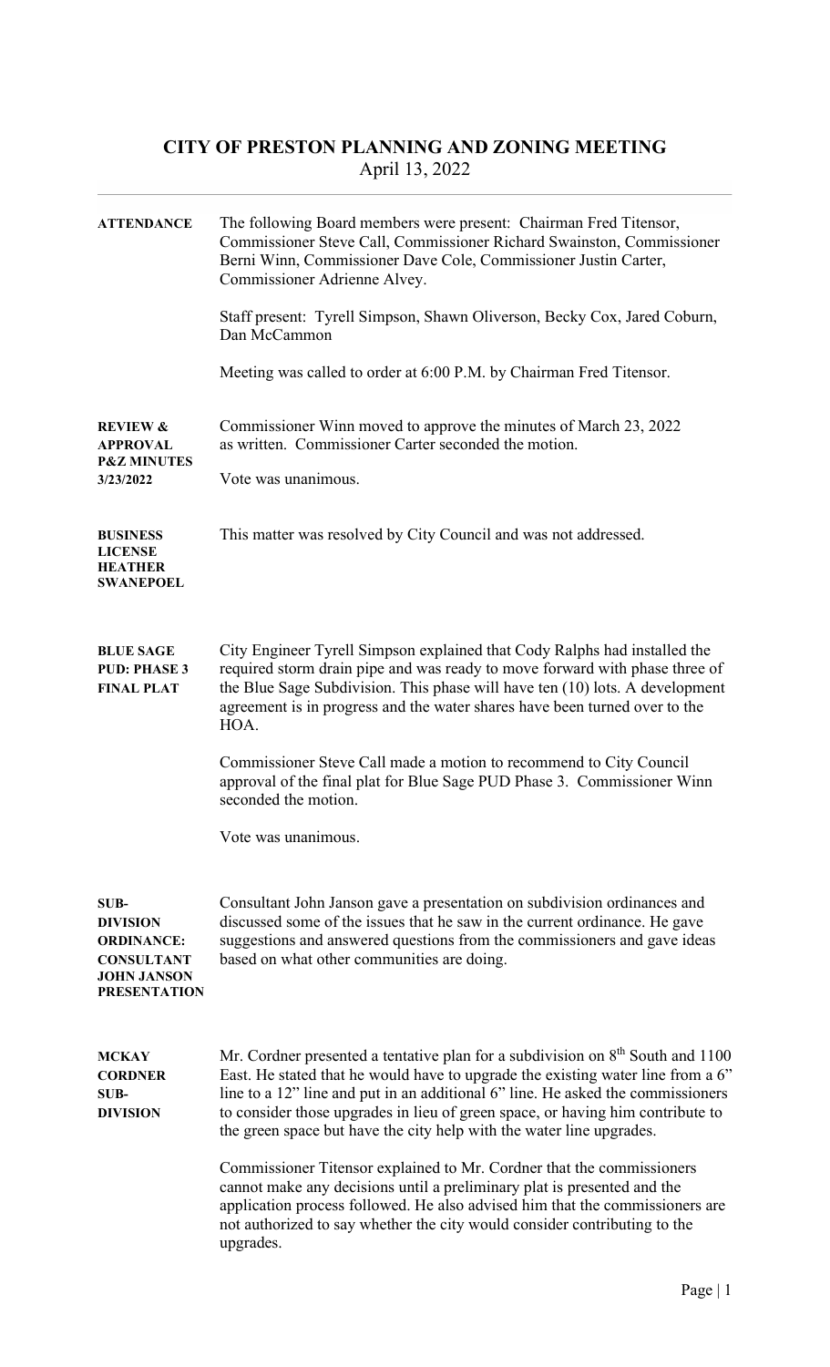# CITY OF PRESTON PLANNING AND ZONING MEETING

April 13, 2022

**ATTENDANCE**

The following Board members were present: Chairman Fred Titensor, Commissioner Steve Call, Commissioner Richard Swainston, Commissioner Berni Winn, Commissioner Dave Cole, Commissioner Justin Carter, Commissioner Adrienne Alvey.

Staff present: Tyrell Simpson, Shawn Oliverson, Becky Cox, Jared Coburn, Dan McCammon

Meeting was called to order at 6:00 P.M. by Chairman Fred Titensor.

**REVIEW & APPROVAL P&Z MINUTES 3/23/2022**

Commissioner Winn moved to approve the minutes of March 23, 2022 as written. Commissioner Carter seconded the motion.

Vote was unanimous.

**BUSINESS LICENSE HEATHER SWANEPOEL**

This matter was resolved by City Council and was not addressed.

**BLUE SAGE PUD: PHASE 3 FINAL PLAT**

City Engineer Tyrell Simpson explained that Cody Ralphs had installed the required storm drain pipe and was ready to move forward with phase three of the Blue Sage Subdivision. This phase will have ten (10) lots. A development agreement is in progress and the water shares have been turned over to the HOA.

Commissioner Steve Call made a motion to recommend to City Council approval of the final plat for Blue Sage PUD Phase 3. Commissioner Winn seconded the motion.

Vote was unanimous.

**SUB-DIVISION ORDINANCE: CONSULTANT JOHN JANSON PRESENTATION**

Consultant John Janson gave a presentation on subdivision ordinances and discussed some of the issues that he saw in the current ordinance. He gave suggestions and answered questions from the commissioners and gave ideas based on what other communities are doing.

**MCKAY CORDNER SUB-DIVISION**

Mr. Cordner presented a tentative plan for a subdivision on 8th South and 1100 East. He stated that he would have to upgrade the existing water line from a 6" line to a 12" line and put in an additional 6" line. He asked the commissioners to consider those upgrades in lieu of green space, or having him contribute to the green space but have the city help with the water line upgrades.

Commissioner Titensor explained to Mr. Cordner that the commissioners cannot make any decisions until a preliminary plat is presented and the application process followed. He also advised him that the commissioners are not authorized to say whether the city would consider contributing to the upgrades.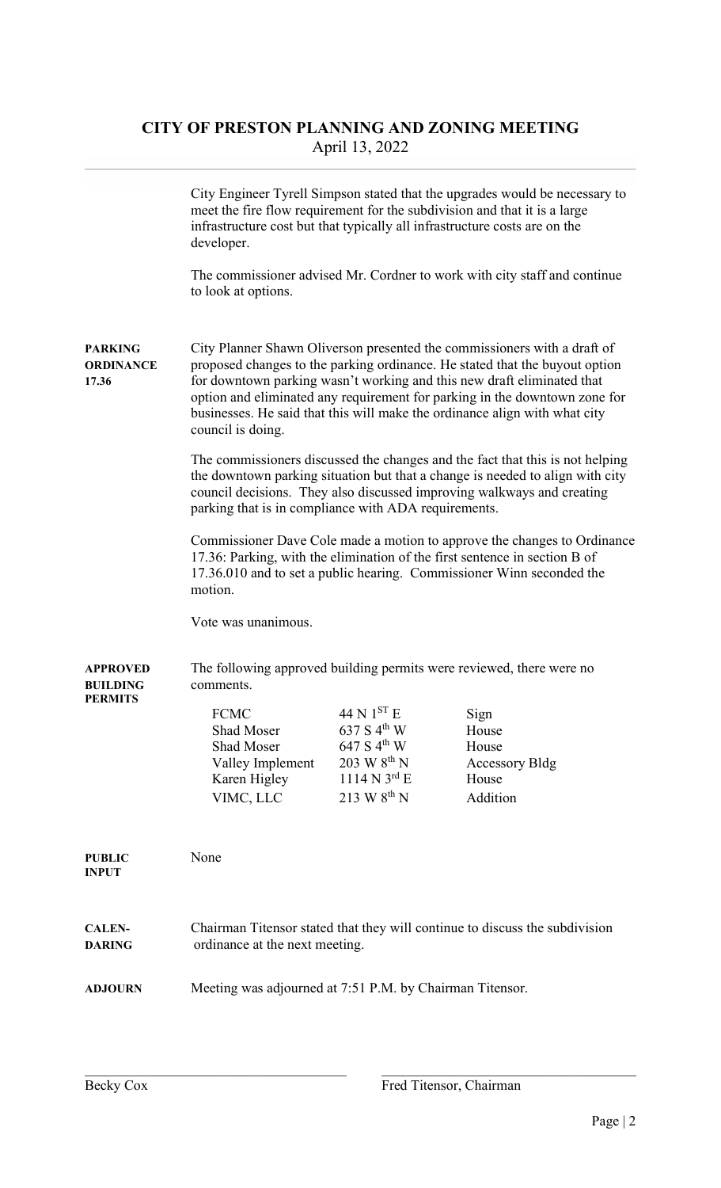# CITY OF PRESTON PLANNING AND ZONING MEETING

April 13, 2022

City Engineer Tyrell Simpson stated that the upgrades would be necessary to meet the fire flow requirement for the subdivision and that it is a large infrastructure cost but that typically all infrastructure costs are on the developer.

The commissioner advised Mr. Cordner to work with city staff and continue to look at options.

**PARKING ORDINANCE 17.36**

City Planner Shawn Oliverson presented the commissioners with a draft of proposed changes to the parking ordinance. He stated that the buyout option for downtown parking wasn't working and this new draft eliminated that option and eliminated any requirement for parking in the downtown zone for businesses. He said that this will make the ordinance align with what city council is doing.

The commissioners discussed the changes and the fact that this is not helping the downtown parking situation but that a change is needed to align with city council decisions. They also discussed improving walkways and creating parking that is in compliance with ADA requirements.

Commissioner Dave Cole made a motion to approve the changes to Ordinance 17.36: Parking, with the elimination of the first sentence in section B of 17.36.010 and to set a public hearing. Commissioner Winn seconded the motion.

Vote was unanimous.

**APPROVED BUILDING PERMITS**

The following approved building permits were reviewed, there were no comments.

| | | |
|---|---|---|
| FCMC | 44 N 1ST E | Sign |
| Shad Moser | 637 S 4th W | House |
| Shad Moser | 647 S 4th W | House |
| Valley Implement | 203 W 8th N | Accessory Bldg |
| Karen Higley | 1114 N 3rd E | House |
| VIMC, LLC | 213 W 8th N | Addition |

**PUBLIC INPUT**

None

**CALENDARING**

Chairman Titensor stated that they will continue to discuss the subdivision ordinance at the next meeting.

**ADJOURN**

Meeting was adjourned at 7:51 P.M. by Chairman Titensor.

Becky Cox

Fred Titensor, Chairman